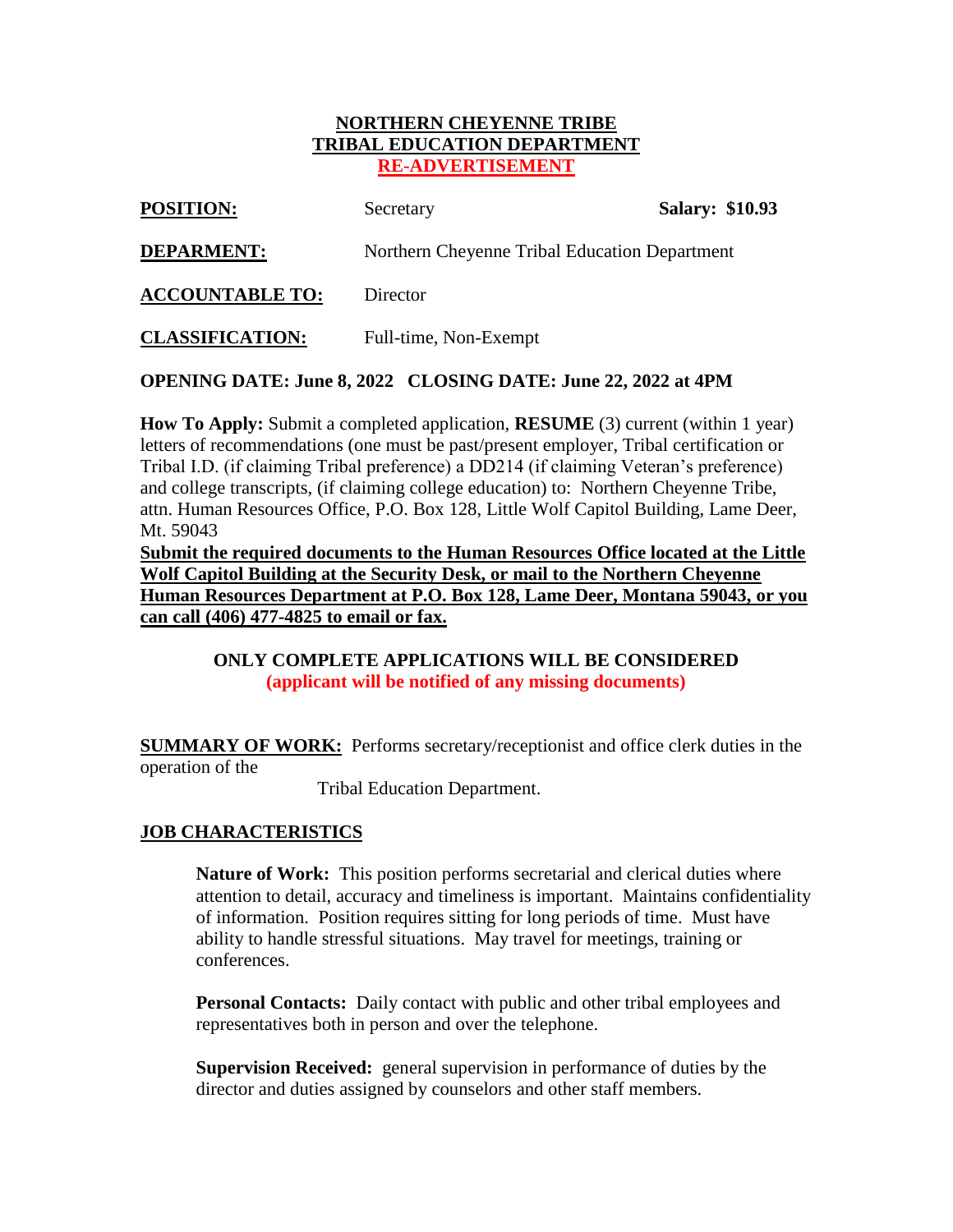# NORTHERN CHEYENNE TRIBE
# TRIBAL EDUCATION DEPARTMENT
## RE-ADVERTISEMENT

**POSITION:** Secretary **Salary: $10.93**

**DEPARMENT:** Northern Cheyenne Tribal Education Department

**ACCOUNTABLE TO:** Director

**CLASSIFICATION:** Full-time, Non-Exempt

**OPENING DATE: June 8, 2022 CLOSING DATE: June 22, 2022 at 4PM**

**How To Apply:** Submit a completed application, **RESUME** (3) current (within 1 year) letters of recommendations (one must be past/present employer, Tribal certification or Tribal I.D. (if claiming Tribal preference) a DD214 (if claiming Veteran's preference) and college transcripts, (if claiming college education) to: Northern Cheyenne Tribe, attn. Human Resources Office, P.O. Box 128, Little Wolf Capitol Building, Lame Deer, Mt. 59043

**Submit the required documents to the Human Resources Office located at the Little Wolf Capitol Building at the Security Desk, or mail to the Northern Cheyenne Human Resources Department at P.O. Box 128, Lame Deer, Montana 59043, or you can call (406) 477-4825 to email or fax.**

**ONLY COMPLETE APPLICATIONS WILL BE CONSIDERED**
**(applicant will be notified of any missing documents)**

**SUMMARY OF WORK:** Performs secretary/receptionist and office clerk duties in the operation of the Tribal Education Department.

## JOB CHARACTERISTICS

**Nature of Work:** This position performs secretarial and clerical duties where attention to detail, accuracy and timeliness is important. Maintains confidentiality of information. Position requires sitting for long periods of time. Must have ability to handle stressful situations. May travel for meetings, training or conferences.

**Personal Contacts:** Daily contact with public and other tribal employees and representatives both in person and over the telephone.

**Supervision Received:** general supervision in performance of duties by the director and duties assigned by counselors and other staff members.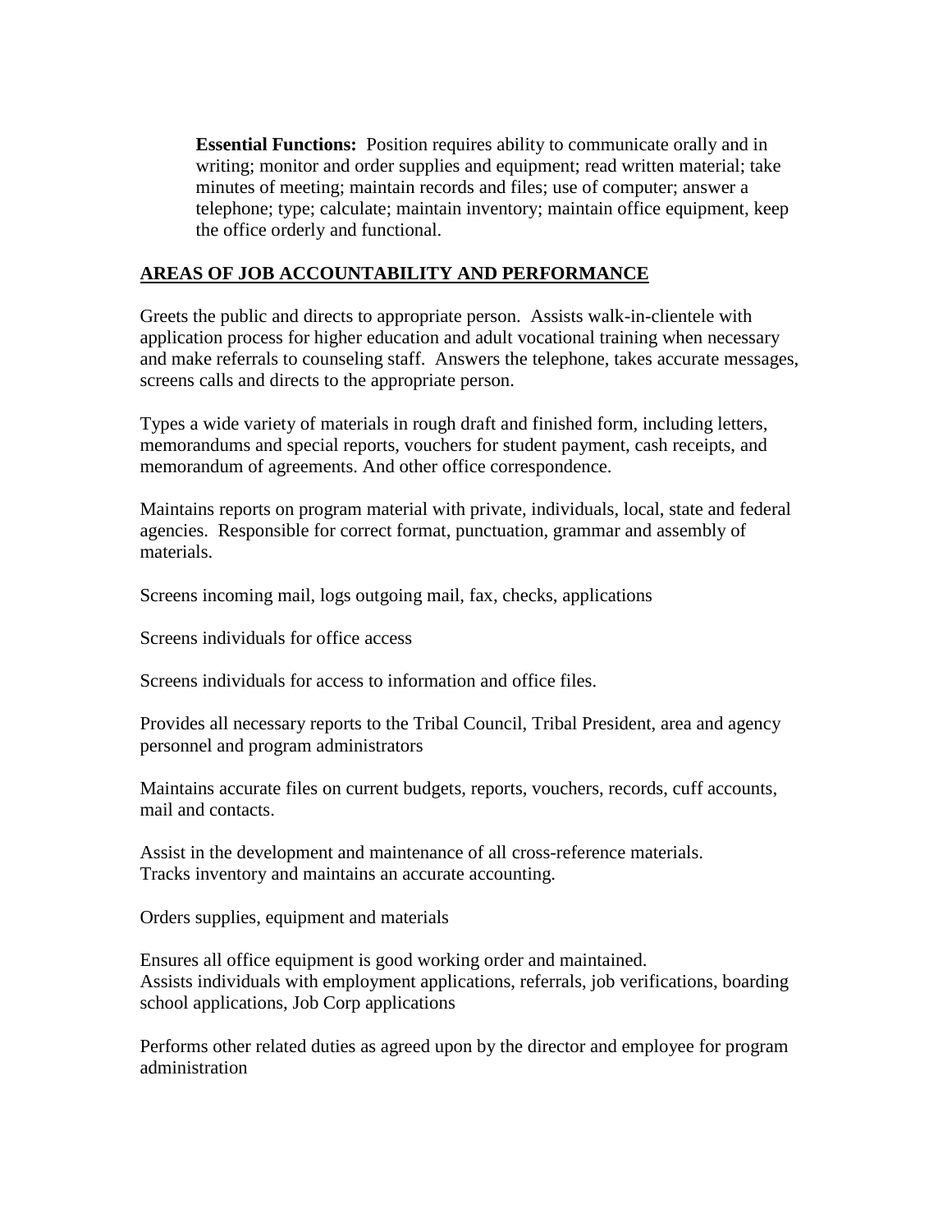**Essential Functions:** Position requires ability to communicate orally and in writing; monitor and order supplies and equipment; read written material; take minutes of meeting; maintain records and files; use of computer; answer a telephone; type; calculate; maintain inventory; maintain office equipment, keep the office orderly and functional.

## AREAS OF JOB ACCOUNTABILITY AND PERFORMANCE

Greets the public and directs to appropriate person. Assists walk-in-clientele with application process for higher education and adult vocational training when necessary and make referrals to counseling staff. Answers the telephone, takes accurate messages, screens calls and directs to the appropriate person.

Types a wide variety of materials in rough draft and finished form, including letters, memorandums and special reports, vouchers for student payment, cash receipts, and memorandum of agreements. And other office correspondence.

Maintains reports on program material with private, individuals, local, state and federal agencies. Responsible for correct format, punctuation, grammar and assembly of materials.

Screens incoming mail, logs outgoing mail, fax, checks, applications

Screens individuals for office access

Screens individuals for access to information and office files.

Provides all necessary reports to the Tribal Council, Tribal President, area and agency personnel and program administrators

Maintains accurate files on current budgets, reports, vouchers, records, cuff accounts, mail and contacts.

Assist in the development and maintenance of all cross-reference materials.
Tracks inventory and maintains an accurate accounting.

Orders supplies, equipment and materials

Ensures all office equipment is good working order and maintained.
Assists individuals with employment applications, referrals, job verifications, boarding school applications, Job Corp applications

Performs other related duties as agreed upon by the director and employee for program administration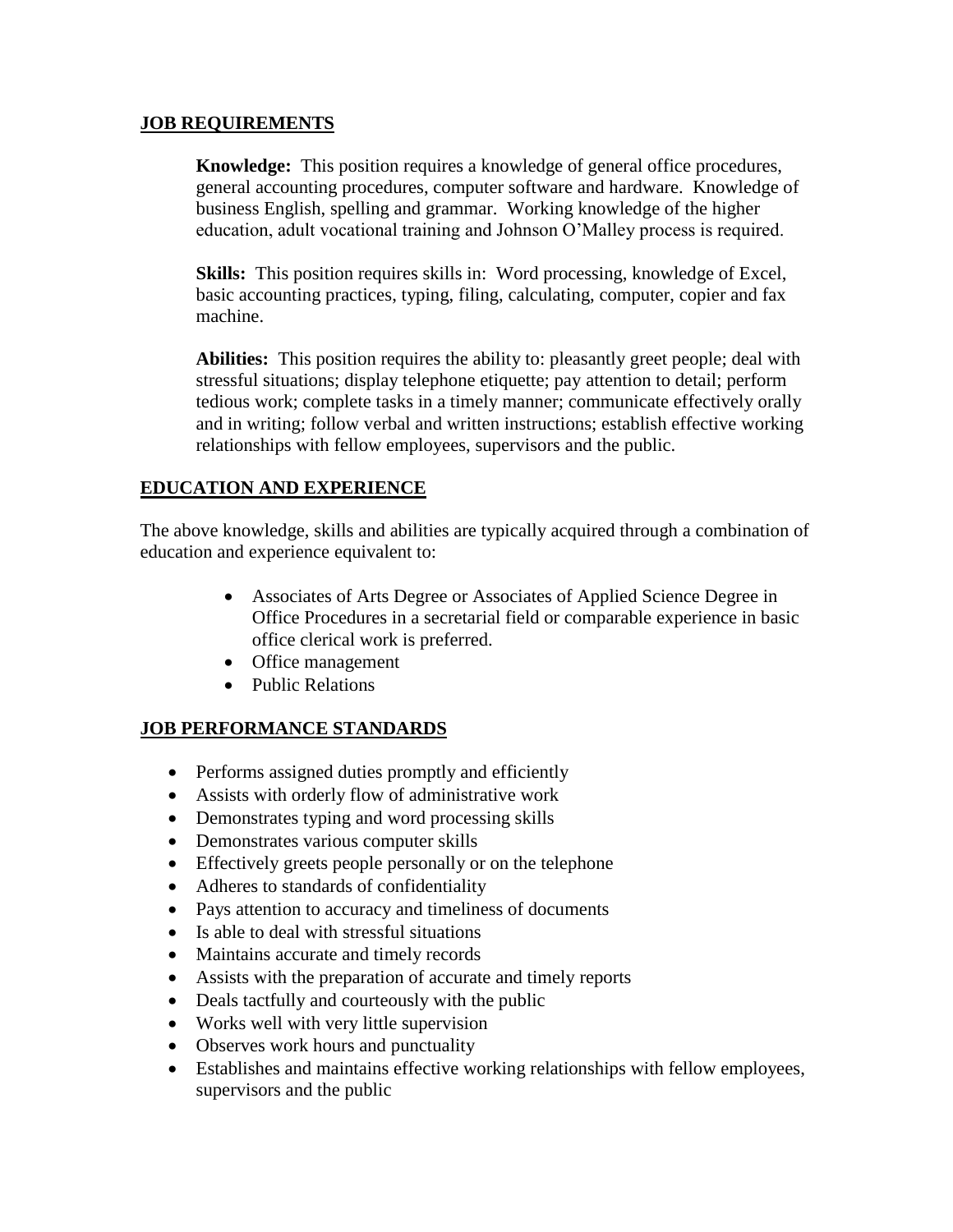## JOB REQUIREMENTS

**Knowledge:** This position requires a knowledge of general office procedures, general accounting procedures, computer software and hardware. Knowledge of business English, spelling and grammar. Working knowledge of the higher education, adult vocational training and Johnson O'Malley process is required.

**Skills:** This position requires skills in: Word processing, knowledge of Excel, basic accounting practices, typing, filing, calculating, computer, copier and fax machine.

**Abilities:** This position requires the ability to: pleasantly greet people; deal with stressful situations; display telephone etiquette; pay attention to detail; perform tedious work; complete tasks in a timely manner; communicate effectively orally and in writing; follow verbal and written instructions; establish effective working relationships with fellow employees, supervisors and the public.

## EDUCATION AND EXPERIENCE

The above knowledge, skills and abilities are typically acquired through a combination of education and experience equivalent to:

- Associates of Arts Degree or Associates of Applied Science Degree in Office Procedures in a secretarial field or comparable experience in basic office clerical work is preferred.
- Office management
- Public Relations

## JOB PERFORMANCE STANDARDS

- Performs assigned duties promptly and efficiently
- Assists with orderly flow of administrative work
- Demonstrates typing and word processing skills
- Demonstrates various computer skills
- Effectively greets people personally or on the telephone
- Adheres to standards of confidentiality
- Pays attention to accuracy and timeliness of documents
- Is able to deal with stressful situations
- Maintains accurate and timely records
- Assists with the preparation of accurate and timely reports
- Deals tactfully and courteously with the public
- Works well with very little supervision
- Observes work hours and punctuality
- Establishes and maintains effective working relationships with fellow employees, supervisors and the public